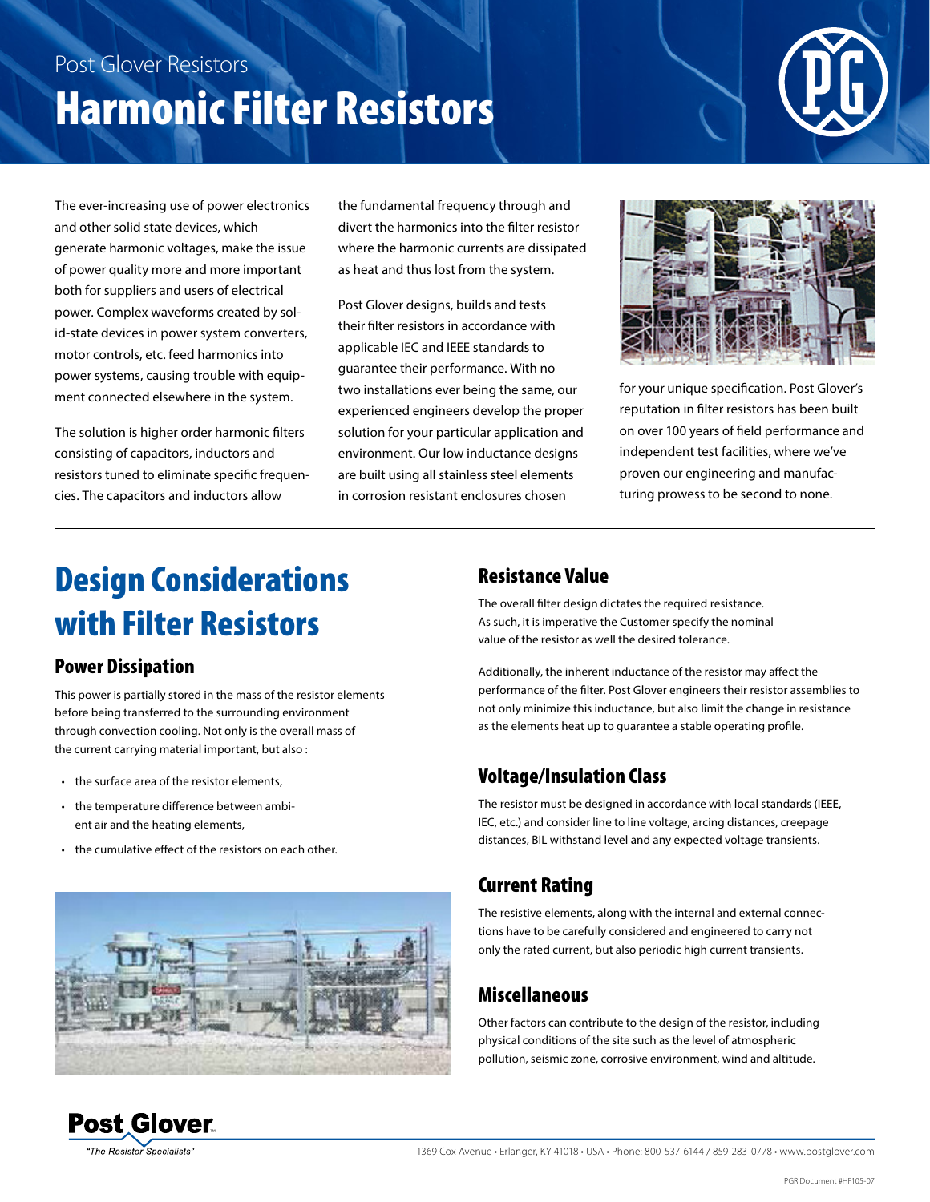Post Glover Resistors

# Harmonic Filter Resistors

The ever-increasing use of power electronics and other solid state devices, which generate harmonic voltages, make the issue of power quality more and more important both for suppliers and users of electrical power. Complex waveforms created by solid-state devices in power system converters, motor controls, etc. feed harmonics into power systems, causing trouble with equipment connected elsewhere in the system.

The solution is higher order harmonic filters consisting of capacitors, inductors and resistors tuned to eliminate specific frequencies. The capacitors and inductors allow the fundamental frequency through and divert the harmonics into the filter resistor where the harmonic currents are dissipated as heat and thus lost from the system.

Post Glover designs, builds and tests their filter resistors in accordance with applicable IEC and IEEE standards to guarantee their performance. With no two installations ever being the same, our experienced engineers develop the proper solution for your particular application and environment. Our low inductance designs are built using all stainless steel elements in corrosion resistant enclosures chosen for your unique specification. Post Glover's reputation in filter resistors has been built on over 100 years of field performance and independent test facilities, where we've proven our engineering and manufacturing prowess to be second to none.

## Design Considerations with Filter Resistors

### Power Dissipation

This power is partially stored in the mass of the resistor elements before being transferred to the surrounding environment through convection cooling. Not only is the overall mass of the current carrying material important, but also :

- the surface area of the resistor elements,
- the temperature difference between ambient air and the heating elements,
- the cumulative effect of the resistors on each other.

### Resistance Value

The overall filter design dictates the required resistance. As such, it is imperative the Customer specify the nominal value of the resistor as well the desired tolerance.

Additionally, the inherent inductance of the resistor may affect the performance of the filter. Post Glover engineers their resistor assemblies to not only minimize this inductance, but also limit the change in resistance as the elements heat up to guarantee a stable operating profile.

### Voltage/Insulation Class

The resistor must be designed in accordance with local standards (IEEE, IEC, etc.) and consider line to line voltage, arcing distances, creepage distances, BIL withstand level and any expected voltage transients.

### Current Rating

The resistive elements, along with the internal and external connections have to be carefully considered and engineered to carry not only the rated current, but also periodic high current transients.

### Miscellaneous

Other factors can contribute to the design of the resistor, including physical conditions of the site such as the level of atmospheric pollution, seismic zone, corrosive environment, wind and altitude.

**Post Glover**
*"The Resistor Specialists"*

1369 Cox Avenue • Erlanger, KY 41018 • USA • Phone: 800-537-6144 / 859-283-0778 • www.postglover.com

PGR Document #HF105-07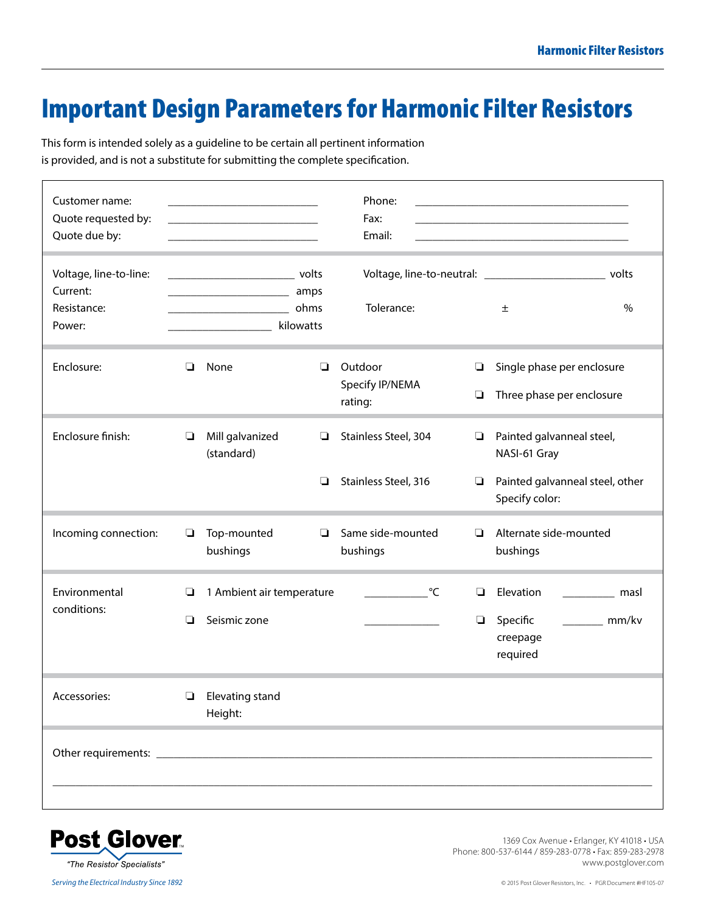# Important Design Parameters for Harmonic Filter Resistors

This form is intended solely as a guideline to be certain all pertinent information is provided, and is not a substitute for submitting the complete specification.

| | | | |
|---|---|---|---|
| Customer name: | ____________________ | Phone: | ____________________ |
| Quote requested by: | ____________________ | Fax: | ____________________ |
| Quote due by: | ____________________ | Email: | ____________________ |

| | | | |
|---|---|---|---|
| Voltage, line-to-line: | ________________ volts | Voltage, line-to-neutral: | ________________ volts |
| Current: | ________________ amps | | |
| Resistance: | ________________ ohms | Tolerance: | ± % |
| Power: | ________________ kilowatts | | |

| | | | |
|---|---|---|---|
| Enclosure: | ❏ None | ❏ Outdoor Specify IP/NEMA rating: | ❏ Single phase per enclosure |
| | | | ❏ Three phase per enclosure |
| Enclosure finish: | ❏ Mill galvanized (standard) | ❏ Stainless Steel, 304 | ❏ Painted galvanneal steel, NASI-61 Gray |
| | | ❏ Stainless Steel, 316 | ❏ Painted galvanneal steel, other Specify color: |
| Incoming connection: | ❏ Top-mounted bushings | ❏ Same side-mounted bushings | ❏ Alternate side-mounted bushings |
| Environmental conditions: | ❏ 1 Ambient air temperature | __________ °C | ❏ Elevation ________ masl |
| | ❏ Seismic zone | __________ | ❏ Specific creepage required ________ mm/kv |
| Accessories: | ❏ Elevating stand Height: | | |

Other requirements: ______________________________________________________________________

______________________________________________________________________

**Post Glover**
*"The Resistor Specialists"*
*Serving the Electrical Industry Since 1892*

1369 Cox Avenue • Erlanger, KY 41018 • USA
Phone: 800-537-6144 / 859-283-0778 • Fax: 859-283-2978
www.postglover.com

© 2015 Post Glover Resistors, Inc. • PGR Document #HF105-07